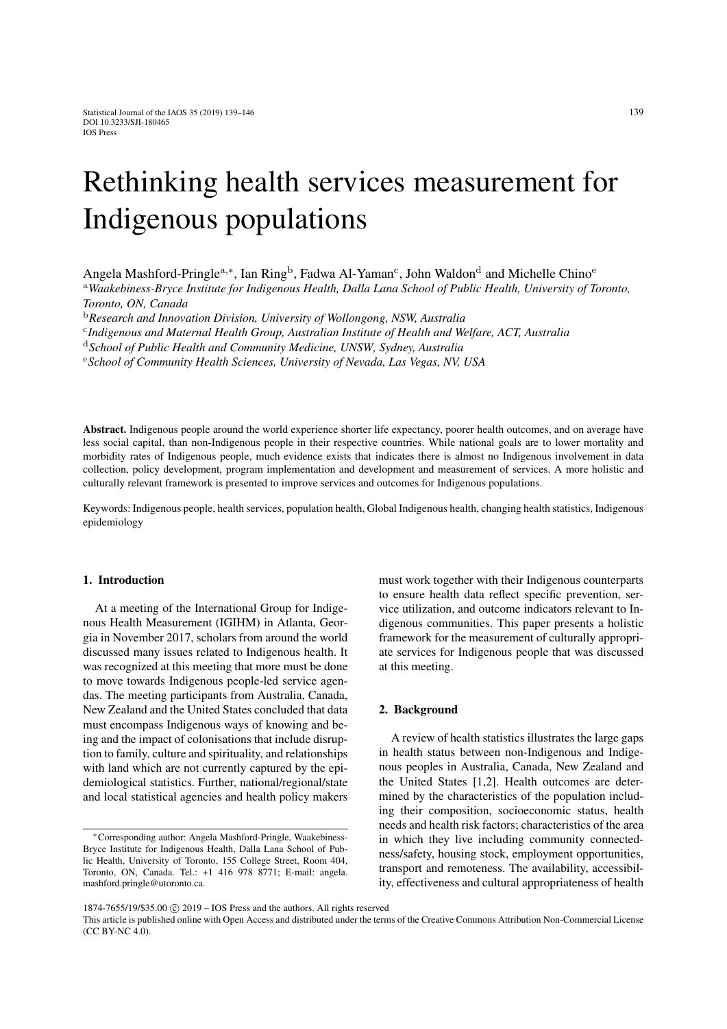# Rethinking health services measurement for Indigenous populations

Angela Mashford-Pringle[a,*], Ian Ring[b], Fadwa Al-Yaman[c], John Waldon[d] and Michelle Chino[e]

[a]*Waakebiness-Bryce Institute for Indigenous Health, Dalla Lana School of Public Health, University of Toronto, Toronto, ON, Canada*

[b]*Research and Innovation Division, University of Wollongong, NSW, Australia*

[c]*Indigenous and Maternal Health Group, Australian Institute of Health and Welfare, ACT, Australia*

[d]*School of Public Health and Community Medicine, UNSW, Sydney, Australia*

[e]*School of Community Health Sciences, University of Nevada, Las Vegas, NV, USA*

**Abstract.** Indigenous people around the world experience shorter life expectancy, poorer health outcomes, and on average have less social capital, than non-Indigenous people in their respective countries. While national goals are to lower mortality and morbidity rates of Indigenous people, much evidence exists that indicates there is almost no Indigenous involvement in data collection, policy development, program implementation and development and measurement of services. A more holistic and culturally relevant framework is presented to improve services and outcomes for Indigenous populations.

Keywords: Indigenous people, health services, population health, Global Indigenous health, changing health statistics, Indigenous epidemiology

## 1. Introduction

At a meeting of the International Group for Indigenous Health Measurement (IGIHM) in Atlanta, Georgia in November 2017, scholars from around the world discussed many issues related to Indigenous health. It was recognized at this meeting that more must be done to move towards Indigenous people-led service agendas. The meeting participants from Australia, Canada, New Zealand and the United States concluded that data must encompass Indigenous ways of knowing and being and the impact of colonisations that include disruption to family, culture and spirituality, and relationships with land which are not currently captured by the epidemiological statistics. Further, national/regional/state and local statistical agencies and health policy makers must work together with their Indigenous counterparts to ensure health data reflect specific prevention, service utilization, and outcome indicators relevant to Indigenous communities. This paper presents a holistic framework for the measurement of culturally appropriate services for Indigenous people that was discussed at this meeting.

## 2. Background

A review of health statistics illustrates the large gaps in health status between non-Indigenous and Indigenous peoples in Australia, Canada, New Zealand and the United States [1,2]. Health outcomes are determined by the characteristics of the population including their composition, socioeconomic status, health needs and health risk factors; characteristics of the area in which they live including community connectedness/safety, housing stock, employment opportunities, transport and remoteness. The availability, accessibility, effectiveness and cultural appropriateness of health

*Corresponding author: Angela Mashford-Pringle, Waakebiness-Bryce Institute for Indigenous Health, Dalla Lana School of Public Health, University of Toronto, 155 College Street, Room 404, Toronto, ON, Canada. Tel.: +1 416 978 8771; E-mail: angela.mashford.pringle@utoronto.ca.

1874-7655/19/$35.00 © 2019 – IOS Press and the authors. All rights reserved

This article is published online with Open Access and distributed under the terms of the Creative Commons Attribution Non-Commercial License (CC BY-NC 4.0).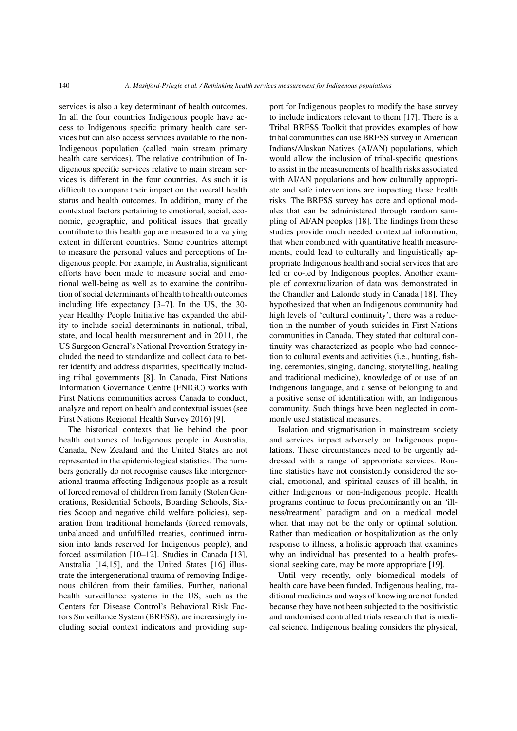services is also a key determinant of health outcomes. In all the four countries Indigenous people have access to Indigenous specific primary health care services but can also access services available to the non-Indigenous population (called main stream primary health care services). The relative contribution of Indigenous specific services relative to main stream services is different in the four countries. As such it is difficult to compare their impact on the overall health status and health outcomes. In addition, many of the contextual factors pertaining to emotional, social, economic, geographic, and political issues that greatly contribute to this health gap are measured to a varying extent in different countries. Some countries attempt to measure the personal values and perceptions of Indigenous people. For example, in Australia, significant efforts have been made to measure social and emotional well-being as well as to examine the contribution of social determinants of health to health outcomes including life expectancy [3–7]. In the US, the 30-year Healthy People Initiative has expanded the ability to include social determinants in national, tribal, state, and local health measurement and in 2011, the US Surgeon General's National Prevention Strategy included the need to standardize and collect data to better identify and address disparities, specifically including tribal governments [8]. In Canada, First Nations Information Governance Centre (FNIGC) works with First Nations communities across Canada to conduct, analyze and report on health and contextual issues (see First Nations Regional Health Survey 2016) [9].

The historical contexts that lie behind the poor health outcomes of Indigenous people in Australia, Canada, New Zealand and the United States are not represented in the epidemiological statistics. The numbers generally do not recognise causes like intergenerational trauma affecting Indigenous people as a result of forced removal of children from family (Stolen Generations, Residential Schools, Boarding Schools, Sixties Scoop and negative child welfare policies), separation from traditional homelands (forced removals, unbalanced and unfulfilled treaties, continued intrusion into lands reserved for Indigenous people), and forced assimilation [10–12]. Studies in Canada [13], Australia [14,15], and the United States [16] illustrate the intergenerational trauma of removing Indigenous children from their families. Further, national health surveillance systems in the US, such as the Centers for Disease Control's Behavioral Risk Factors Surveillance System (BRFSS), are increasingly including social context indicators and providing support for Indigenous peoples to modify the base survey to include indicators relevant to them [17]. There is a Tribal BRFSS Toolkit that provides examples of how tribal communities can use BRFSS survey in American Indians/Alaskan Natives (AI/AN) populations, which would allow the inclusion of tribal-specific questions to assist in the measurements of health risks associated with AI/AN populations and how culturally appropriate and safe interventions are impacting these health risks. The BRFSS survey has core and optional modules that can be administered through random sampling of AI/AN peoples [18]. The findings from these studies provide much needed contextual information, that when combined with quantitative health measurements, could lead to culturally and linguistically appropriate Indigenous health and social services that are led or co-led by Indigenous peoples. Another example of contextualization of data was demonstrated in the Chandler and Lalonde study in Canada [18]. They hypothesized that when an Indigenous community had high levels of 'cultural continuity', there was a reduction in the number of youth suicides in First Nations communities in Canada. They stated that cultural continuity was characterized as people who had connection to cultural events and activities (i.e., hunting, fishing, ceremonies, singing, dancing, storytelling, healing and traditional medicine), knowledge of or use of an Indigenous language, and a sense of belonging to and a positive sense of identification with, an Indigenous community. Such things have been neglected in commonly used statistical measures.

Isolation and stigmatisation in mainstream society and services impact adversely on Indigenous populations. These circumstances need to be urgently addressed with a range of appropriate services. Routine statistics have not consistently considered the social, emotional, and spiritual causes of ill health, in either Indigenous or non-Indigenous people. Health programs continue to focus predominantly on an 'illness/treatment' paradigm and on a medical model when that may not be the only or optimal solution. Rather than medication or hospitalization as the only response to illness, a holistic approach that examines why an individual has presented to a health professional seeking care, may be more appropriate [19].

Until very recently, only biomedical models of health care have been funded. Indigenous healing, traditional medicines and ways of knowing are not funded because they have not been subjected to the positivistic and randomised controlled trials research that is medical science. Indigenous healing considers the physical,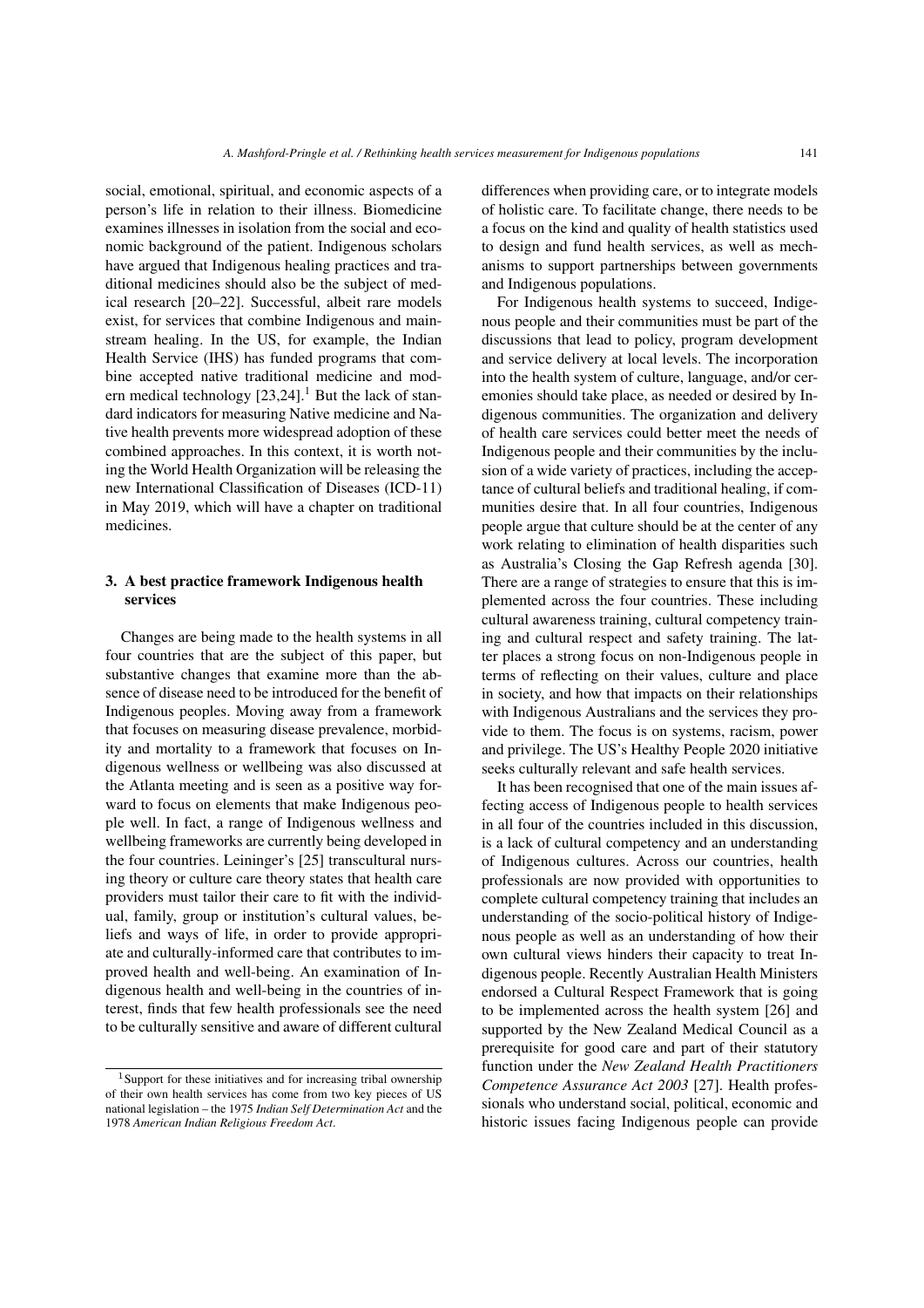social, emotional, spiritual, and economic aspects of a person's life in relation to their illness. Biomedicine examines illnesses in isolation from the social and economic background of the patient. Indigenous scholars have argued that Indigenous healing practices and traditional medicines should also be the subject of medical research [20–22]. Successful, albeit rare models exist, for services that combine Indigenous and mainstream healing. In the US, for example, the Indian Health Service (IHS) has funded programs that combine accepted native traditional medicine and modern medical technology [23,24].[1] But the lack of standard indicators for measuring Native medicine and Native health prevents more widespread adoption of these combined approaches. In this context, it is worth noting the World Health Organization will be releasing the new International Classification of Diseases (ICD-11) in May 2019, which will have a chapter on traditional medicines.

## 3. A best practice framework Indigenous health services

Changes are being made to the health systems in all four countries that are the subject of this paper, but substantive changes that examine more than the absence of disease need to be introduced for the benefit of Indigenous peoples. Moving away from a framework that focuses on measuring disease prevalence, morbidity and mortality to a framework that focuses on Indigenous wellness or wellbeing was also discussed at the Atlanta meeting and is seen as a positive way forward to focus on elements that make Indigenous people well. In fact, a range of Indigenous wellness and wellbeing frameworks are currently being developed in the four countries. Leininger's [25] transcultural nursing theory or culture care theory states that health care providers must tailor their care to fit with the individual, family, group or institution's cultural values, beliefs and ways of life, in order to provide appropriate and culturally-informed care that contributes to improved health and well-being. An examination of Indigenous health and well-being in the countries of interest, finds that few health professionals see the need to be culturally sensitive and aware of different cultural differences when providing care, or to integrate models of holistic care. To facilitate change, there needs to be a focus on the kind and quality of health statistics used to design and fund health services, as well as mechanisms to support partnerships between governments and Indigenous populations.

For Indigenous health systems to succeed, Indigenous people and their communities must be part of the discussions that lead to policy, program development and service delivery at local levels. The incorporation into the health system of culture, language, and/or ceremonies should take place, as needed or desired by Indigenous communities. The organization and delivery of health care services could better meet the needs of Indigenous people and their communities by the inclusion of a wide variety of practices, including the acceptance of cultural beliefs and traditional healing, if communities desire that. In all four countries, Indigenous people argue that culture should be at the center of any work relating to elimination of health disparities such as Australia's Closing the Gap Refresh agenda [30]. There are a range of strategies to ensure that this is implemented across the four countries. These including cultural awareness training, cultural competency training and cultural respect and safety training. The latter places a strong focus on non-Indigenous people in terms of reflecting on their values, culture and place in society, and how that impacts on their relationships with Indigenous Australians and the services they provide to them. The focus is on systems, racism, power and privilege. The US's Healthy People 2020 initiative seeks culturally relevant and safe health services.

It has been recognised that one of the main issues affecting access of Indigenous people to health services in all four of the countries included in this discussion, is a lack of cultural competency and an understanding of Indigenous cultures. Across our countries, health professionals are now provided with opportunities to complete cultural competency training that includes an understanding of the socio-political history of Indigenous people as well as an understanding of how their own cultural views hinders their capacity to treat Indigenous people. Recently Australian Health Ministers endorsed a Cultural Respect Framework that is going to be implemented across the health system [26] and supported by the New Zealand Medical Council as a prerequisite for good care and part of their statutory function under the *New Zealand Health Practitioners Competence Assurance Act 2003* [27]. Health professionals who understand social, political, economic and historic issues facing Indigenous people can provide

[1] Support for these initiatives and for increasing tribal ownership of their own health services has come from two key pieces of US national legislation – the 1975 *Indian Self Determination Act* and the 1978 *American Indian Religious Freedom Act*.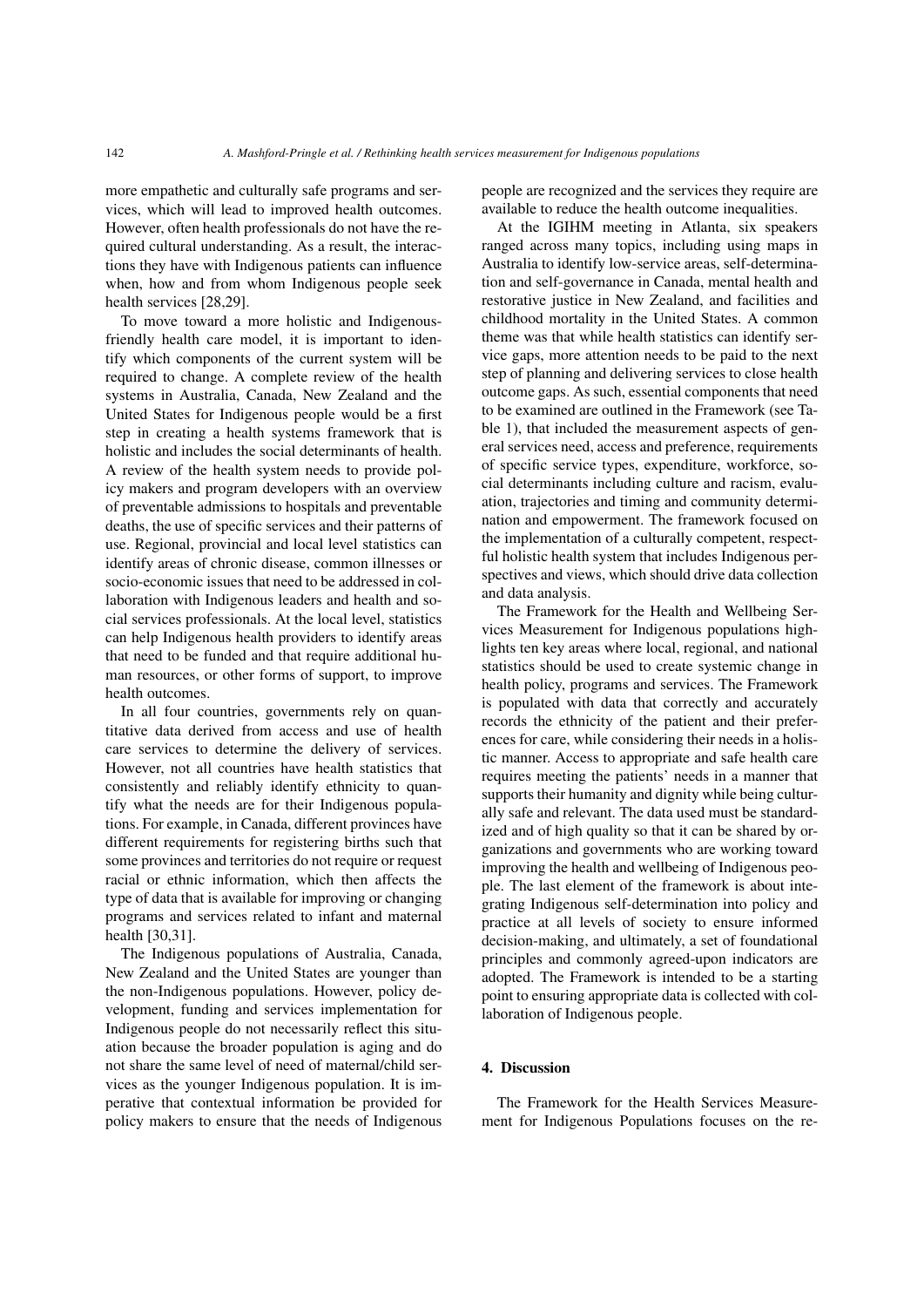more empathetic and culturally safe programs and services, which will lead to improved health outcomes. However, often health professionals do not have the required cultural understanding. As a result, the interactions they have with Indigenous patients can influence when, how and from whom Indigenous people seek health services [28,29].

To move toward a more holistic and Indigenous-friendly health care model, it is important to identify which components of the current system will be required to change. A complete review of the health systems in Australia, Canada, New Zealand and the United States for Indigenous people would be a first step in creating a health systems framework that is holistic and includes the social determinants of health. A review of the health system needs to provide policy makers and program developers with an overview of preventable admissions to hospitals and preventable deaths, the use of specific services and their patterns of use. Regional, provincial and local level statistics can identify areas of chronic disease, common illnesses or socio-economic issues that need to be addressed in collaboration with Indigenous leaders and health and social services professionals. At the local level, statistics can help Indigenous health providers to identify areas that need to be funded and that require additional human resources, or other forms of support, to improve health outcomes.

In all four countries, governments rely on quantitative data derived from access and use of health care services to determine the delivery of services. However, not all countries have health statistics that consistently and reliably identify ethnicity to quantify what the needs are for their Indigenous populations. For example, in Canada, different provinces have different requirements for registering births such that some provinces and territories do not require or request racial or ethnic information, which then affects the type of data that is available for improving or changing programs and services related to infant and maternal health [30,31].

The Indigenous populations of Australia, Canada, New Zealand and the United States are younger than the non-Indigenous populations. However, policy development, funding and services implementation for Indigenous people do not necessarily reflect this situation because the broader population is aging and do not share the same level of need of maternal/child services as the younger Indigenous population. It is imperative that contextual information be provided for policy makers to ensure that the needs of Indigenous people are recognized and the services they require are available to reduce the health outcome inequalities.

At the IGIHM meeting in Atlanta, six speakers ranged across many topics, including using maps in Australia to identify low-service areas, self-determination and self-governance in Canada, mental health and restorative justice in New Zealand, and facilities and childhood mortality in the United States. A common theme was that while health statistics can identify service gaps, more attention needs to be paid to the next step of planning and delivering services to close health outcome gaps. As such, essential components that need to be examined are outlined in the Framework (see Table 1), that included the measurement aspects of general services need, access and preference, requirements of specific service types, expenditure, workforce, social determinants including culture and racism, evaluation, trajectories and timing and community determination and empowerment. The framework focused on the implementation of a culturally competent, respectful holistic health system that includes Indigenous perspectives and views, which should drive data collection and data analysis.

The Framework for the Health and Wellbeing Services Measurement for Indigenous populations highlights ten key areas where local, regional, and national statistics should be used to create systemic change in health policy, programs and services. The Framework is populated with data that correctly and accurately records the ethnicity of the patient and their preferences for care, while considering their needs in a holistic manner. Access to appropriate and safe health care requires meeting the patients' needs in a manner that supports their humanity and dignity while being culturally safe and relevant. The data used must be standardized and of high quality so that it can be shared by organizations and governments who are working toward improving the health and wellbeing of Indigenous people. The last element of the framework is about integrating Indigenous self-determination into policy and practice at all levels of society to ensure informed decision-making, and ultimately, a set of foundational principles and commonly agreed-upon indicators are adopted. The Framework is intended to be a starting point to ensuring appropriate data is collected with collaboration of Indigenous people.

## 4. Discussion

The Framework for the Health Services Measurement for Indigenous Populations focuses on the re-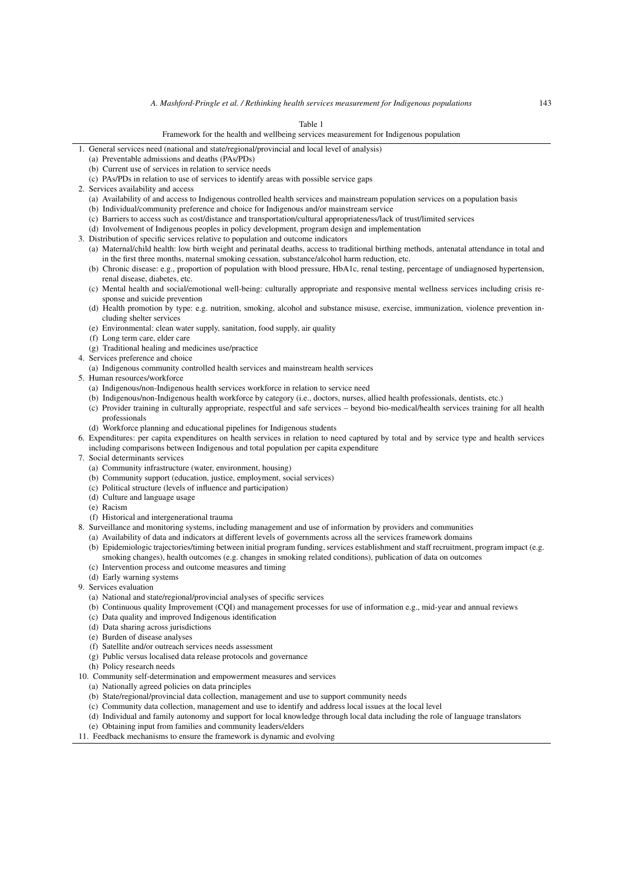Table 1

Framework for the health and wellbeing services measurement for Indigenous population

1. General services need (national and state/regional/provincial and local level of analysis)
   (a) Preventable admissions and deaths (PAs/PDs)
   (b) Current use of services in relation to service needs
   (c) PAs/PDs in relation to use of services to identify areas with possible service gaps
2. Services availability and access
   (a) Availability of and access to Indigenous controlled health services and mainstream population services on a population basis
   (b) Individual/community preference and choice for Indigenous and/or mainstream service
   (c) Barriers to access such as cost/distance and transportation/cultural appropriateness/lack of trust/limited services
   (d) Involvement of Indigenous peoples in policy development, program design and implementation
3. Distribution of specific services relative to population and outcome indicators
   (a) Maternal/child health: low birth weight and perinatal deaths, access to traditional birthing methods, antenatal attendance in total and in the first three months, maternal smoking cessation, substance/alcohol harm reduction, etc.
   (b) Chronic disease: e.g., proportion of population with blood pressure, HbA1c, renal testing, percentage of undiagnosed hypertension, renal disease, diabetes, etc.
   (c) Mental health and social/emotional well-being: culturally appropriate and responsive mental wellness services including crisis response and suicide prevention
   (d) Health promotion by type: e.g. nutrition, smoking, alcohol and substance misuse, exercise, immunization, violence prevention including shelter services
   (e) Environmental: clean water supply, sanitation, food supply, air quality
   (f) Long term care, elder care
   (g) Traditional healing and medicines use/practice
4. Services preference and choice
   (a) Indigenous community controlled health services and mainstream health services
5. Human resources/workforce
   (a) Indigenous/non-Indigenous health services workforce in relation to service need
   (b) Indigenous/non-Indigenous health workforce by category (i.e., doctors, nurses, allied health professionals, dentists, etc.)
   (c) Provider training in culturally appropriate, respectful and safe services – beyond bio-medical/health services training for all health professionals
   (d) Workforce planning and educational pipelines for Indigenous students
6. Expenditures: per capita expenditures on health services in relation to need captured by total and by service type and health services including comparisons between Indigenous and total population per capita expenditure
7. Social determinants services
   (a) Community infrastructure (water, environment, housing)
   (b) Community support (education, justice, employment, social services)
   (c) Political structure (levels of influence and participation)
   (d) Culture and language usage
   (e) Racism
   (f) Historical and intergenerational trauma
8. Surveillance and monitoring systems, including management and use of information by providers and communities
   (a) Availability of data and indicators at different levels of governments across all the services framework domains
   (b) Epidemiologic trajectories/timing between initial program funding, services establishment and staff recruitment, program impact (e.g. smoking changes), health outcomes (e.g. changes in smoking related conditions), publication of data on outcomes
   (c) Intervention process and outcome measures and timing
   (d) Early warning systems
9. Services evaluation
   (a) National and state/regional/provincial analyses of specific services
   (b) Continuous quality Improvement (CQI) and management processes for use of information e.g., mid-year and annual reviews
   (c) Data quality and improved Indigenous identification
   (d) Data sharing across jurisdictions
   (e) Burden of disease analyses
   (f) Satellite and/or outreach services needs assessment
   (g) Public versus localised data release protocols and governance
   (h) Policy research needs
10. Community self-determination and empowerment measures and services
    (a) Nationally agreed policies on data principles
    (b) State/regional/provincial data collection, management and use to support community needs
    (c) Community data collection, management and use to identify and address local issues at the local level
    (d) Individual and family autonomy and support for local knowledge through local data including the role of language translators
    (e) Obtaining input from families and community leaders/elders
11. Feedback mechanisms to ensure the framework is dynamic and evolving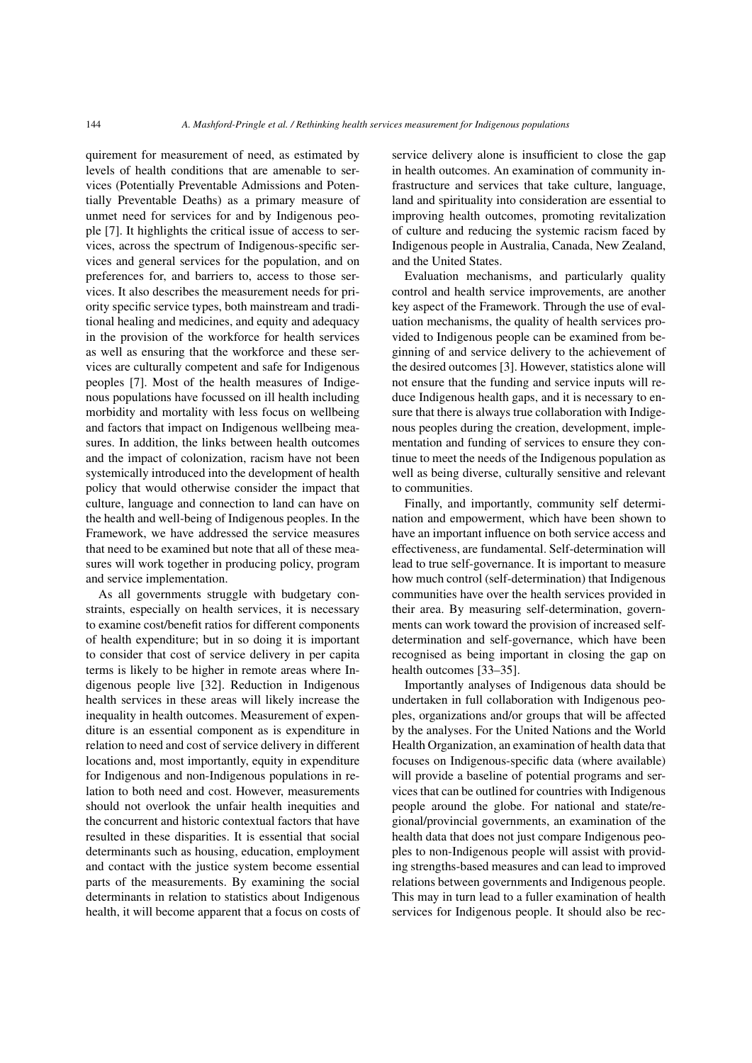quirement for measurement of need, as estimated by levels of health conditions that are amenable to services (Potentially Preventable Admissions and Potentially Preventable Deaths) as a primary measure of unmet need for services for and by Indigenous people [7]. It highlights the critical issue of access to services, across the spectrum of Indigenous-specific services and general services for the population, and on preferences for, and barriers to, access to those services. It also describes the measurement needs for priority specific service types, both mainstream and traditional healing and medicines, and equity and adequacy in the provision of the workforce for health services as well as ensuring that the workforce and these services are culturally competent and safe for Indigenous peoples [7]. Most of the health measures of Indigenous populations have focussed on ill health including morbidity and mortality with less focus on wellbeing and factors that impact on Indigenous wellbeing measures. In addition, the links between health outcomes and the impact of colonization, racism have not been systemically introduced into the development of health policy that would otherwise consider the impact that culture, language and connection to land can have on the health and well-being of Indigenous peoples. In the Framework, we have addressed the service measures that need to be examined but note that all of these measures will work together in producing policy, program and service implementation.

As all governments struggle with budgetary constraints, especially on health services, it is necessary to examine cost/benefit ratios for different components of health expenditure; but in so doing it is important to consider that cost of service delivery in per capita terms is likely to be higher in remote areas where Indigenous people live [32]. Reduction in Indigenous health services in these areas will likely increase the inequality in health outcomes. Measurement of expenditure is an essential component as is expenditure in relation to need and cost of service delivery in different locations and, most importantly, equity in expenditure for Indigenous and non-Indigenous populations in relation to both need and cost. However, measurements should not overlook the unfair health inequities and the concurrent and historic contextual factors that have resulted in these disparities. It is essential that social determinants such as housing, education, employment and contact with the justice system become essential parts of the measurements. By examining the social determinants in relation to statistics about Indigenous health, it will become apparent that a focus on costs of service delivery alone is insufficient to close the gap in health outcomes. An examination of community infrastructure and services that take culture, language, land and spirituality into consideration are essential to improving health outcomes, promoting revitalization of culture and reducing the systemic racism faced by Indigenous people in Australia, Canada, New Zealand, and the United States.

Evaluation mechanisms, and particularly quality control and health service improvements, are another key aspect of the Framework. Through the use of evaluation mechanisms, the quality of health services provided to Indigenous people can be examined from beginning of and service delivery to the achievement of the desired outcomes [3]. However, statistics alone will not ensure that the funding and service inputs will reduce Indigenous health gaps, and it is necessary to ensure that there is always true collaboration with Indigenous peoples during the creation, development, implementation and funding of services to ensure they continue to meet the needs of the Indigenous population as well as being diverse, culturally sensitive and relevant to communities.

Finally, and importantly, community self determination and empowerment, which have been shown to have an important influence on both service access and effectiveness, are fundamental. Self-determination will lead to true self-governance. It is important to measure how much control (self-determination) that Indigenous communities have over the health services provided in their area. By measuring self-determination, governments can work toward the provision of increased self-determination and self-governance, which have been recognised as being important in closing the gap on health outcomes [33–35].

Importantly analyses of Indigenous data should be undertaken in full collaboration with Indigenous peoples, organizations and/or groups that will be affected by the analyses. For the United Nations and the World Health Organization, an examination of health data that focuses on Indigenous-specific data (where available) will provide a baseline of potential programs and services that can be outlined for countries with Indigenous people around the globe. For national and state/regional/provincial governments, an examination of the health data that does not just compare Indigenous peoples to non-Indigenous people will assist with providing strengths-based measures and can lead to improved relations between governments and Indigenous people. This may in turn lead to a fuller examination of health services for Indigenous people. It should also be rec-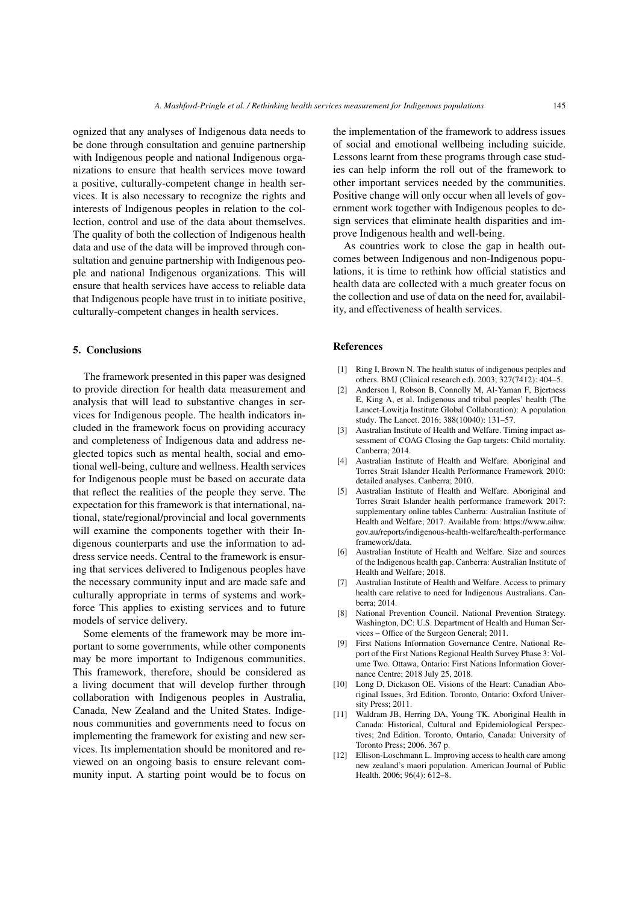ognized that any analyses of Indigenous data needs to be done through consultation and genuine partnership with Indigenous people and national Indigenous organizations to ensure that health services move toward a positive, culturally-competent change in health services. It is also necessary to recognize the rights and interests of Indigenous peoples in relation to the collection, control and use of the data about themselves. The quality of both the collection of Indigenous health data and use of the data will be improved through consultation and genuine partnership with Indigenous people and national Indigenous organizations. This will ensure that health services have access to reliable data that Indigenous people have trust in to initiate positive, culturally-competent changes in health services.

## 5. Conclusions

The framework presented in this paper was designed to provide direction for health data measurement and analysis that will lead to substantive changes in services for Indigenous people. The health indicators included in the framework focus on providing accuracy and completeness of Indigenous data and address neglected topics such as mental health, social and emotional well-being, culture and wellness. Health services for Indigenous people must be based on accurate data that reflect the realities of the people they serve. The expectation for this framework is that international, national, state/regional/provincial and local governments will examine the components together with their Indigenous counterparts and use the information to address service needs. Central to the framework is ensuring that services delivered to Indigenous peoples have the necessary community input and are made safe and culturally appropriate in terms of systems and workforce This applies to existing services and to future models of service delivery.

Some elements of the framework may be more important to some governments, while other components may be more important to Indigenous communities. This framework, therefore, should be considered as a living document that will develop further through collaboration with Indigenous peoples in Australia, Canada, New Zealand and the United States. Indigenous communities and governments need to focus on implementing the framework for existing and new services. Its implementation should be monitored and reviewed on an ongoing basis to ensure relevant community input. A starting point would be to focus on the implementation of the framework to address issues of social and emotional wellbeing including suicide. Lessons learnt from these programs through case studies can help inform the roll out of the framework to other important services needed by the communities. Positive change will only occur when all levels of government work together with Indigenous peoples to design services that eliminate health disparities and improve Indigenous health and well-being.

As countries work to close the gap in health outcomes between Indigenous and non-Indigenous populations, it is time to rethink how official statistics and health data are collected with a much greater focus on the collection and use of data on the need for, availability, and effectiveness of health services.

## References

[1] Ring I, Brown N. The health status of indigenous peoples and others. BMJ (Clinical research ed). 2003; 327(7412): 404–5.

[2] Anderson I, Robson B, Connolly M, Al-Yaman F, Bjertness E, King A, et al. Indigenous and tribal peoples' health (The Lancet-Lowitja Institute Global Collaboration): A population study. The Lancet. 2016; 388(10040): 131–57.

[3] Australian Institute of Health and Welfare. Timing impact assessment of COAG Closing the Gap targets: Child mortality. Canberra; 2014.

[4] Australian Institute of Health and Welfare. Aboriginal and Torres Strait Islander Health Performance Framework 2010: detailed analyses. Canberra; 2010.

[5] Australian Institute of Health and Welfare. Aboriginal and Torres Strait Islander health performance framework 2017: supplementary online tables Canberra: Australian Institute of Health and Welfare; 2017. Available from: https://www.aihw.gov.au/reports/indigenous-health-welfare/health-performance framework/data.

[6] Australian Institute of Health and Welfare. Size and sources of the Indigenous health gap. Canberra: Australian Institute of Health and Welfare; 2018.

[7] Australian Institute of Health and Welfare. Access to primary health care relative to need for Indigenous Australians. Canberra; 2014.

[8] National Prevention Council. National Prevention Strategy. Washington, DC: U.S. Department of Health and Human Services – Office of the Surgeon General; 2011.

[9] First Nations Information Governance Centre. National Report of the First Nations Regional Health Survey Phase 3: Volume Two. Ottawa, Ontario: First Nations Information Governance Centre; 2018 July 25, 2018.

[10] Long D, Dickason OE. Visions of the Heart: Canadian Aboriginal Issues, 3rd Edition. Toronto, Ontario: Oxford University Press; 2011.

[11] Waldram JB, Herring DA, Young TK. Aboriginal Health in Canada: Historical, Cultural and Epidemiological Perspectives; 2nd Edition. Toronto, Ontario, Canada: University of Toronto Press; 2006. 367 p.

[12] Ellison-Loschmann L. Improving access to health care among new zealand's maori population. American Journal of Public Health. 2006; 96(4): 612–8.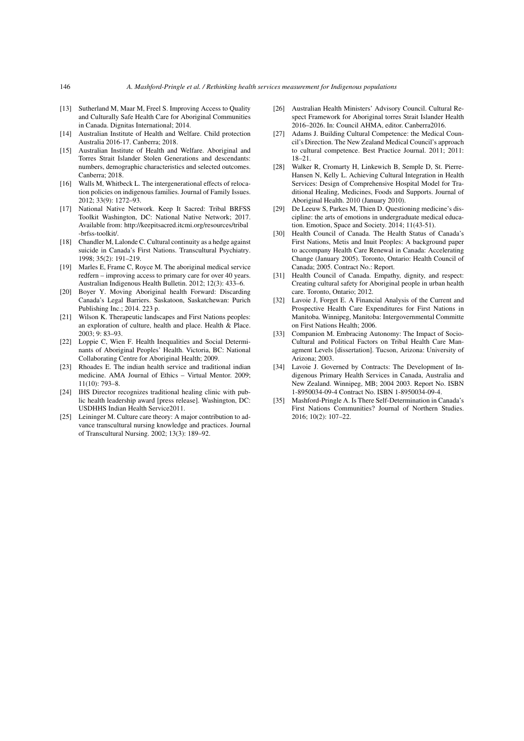[13] Sutherland M, Maar M, Freel S. Improving Access to Quality and Culturally Safe Health Care for Aboriginal Communities in Canada. Dignitas International; 2014.

[14] Australian Institute of Health and Welfare. Child protection Australia 2016-17. Canberra; 2018.

[15] Australian Institute of Health and Welfare. Aboriginal and Torres Strait Islander Stolen Generations and descendants: numbers, demographic characteristics and selected outcomes. Canberra; 2018.

[16] Walls M, Whitbeck L. The intergenerational effects of relocation policies on indigenous families. Journal of Family Issues. 2012; 33(9): 1272–93.

[17] National Native Network. Keep It Sacred: Tribal BRFSS Toolkit Washington, DC: National Native Network; 2017. Available from: http://keepitsacred.itcmi.org/resources/tribal-brfss-toolkit/.

[18] Chandler M, Lalonde C. Cultural continuity as a hedge against suicide in Canada's First Nations. Transcultural Psychiatry. 1998; 35(2): 191–219.

[19] Marles E, Frame C, Royce M. The aboriginal medical service redfern – improving access to primary care for over 40 years. Australian Indigenous Health Bulletin. 2012; 12(3): 433–6.

[20] Boyer Y. Moving Aboriginal health Forward: Discarding Canada's Legal Barriers. Saskatoon, Saskatchewan: Purich Publishing Inc.; 2014. 223 p.

[21] Wilson K. Therapeutic landscapes and First Nations peoples: an exploration of culture, health and place. Health & Place. 2003; 9: 83–93.

[22] Loppie C, Wien F. Health Inequalities and Social Determinants of Aboriginal Peoples' Health. Victoria, BC: National Collaborating Centre for Aboriginal Health; 2009.

[23] Rhoades E. The indian health service and traditional indian medicine. AMA Journal of Ethics – Virtual Mentor. 2009; 11(10): 793–8.

[24] IHS Director recognizes traditional healing clinic with public health leadership award [press release]. Washington, DC: USDHHS Indian Health Service2011.

[25] Leininger M. Culture care theory: A major contribution to advance transcultural nursing knowledge and practices. Journal of Transcultural Nursing. 2002; 13(3): 189–92.

[26] Australian Health Ministers' Advisory Council. Cultural Respect Framework for Aboriginal torres Strait Islander Health 2016–2026. In: Council AHMA, editor. Canberra2016.

[27] Adams J. Building Cultural Competence: the Medical Council's Direction. The New Zealand Medical Council's approach to cultural competence. Best Practice Journal. 2011; 2011: 18–21.

[28] Walker R, Cromarty H, Linkewich B, Semple D, St. Pierre-Hansen N, Kelly L. Achieving Cultural Integration in Health Services: Design of Comprehensive Hospital Model for Traditional Healing, Medicines, Foods and Supports. Journal of Aboriginal Health. 2010 (January 2010).

[29] De Leeuw S, Parkes M, Thien D. Questioning medicine's discipline: the arts of emotions in undergraduate medical education. Emotion, Space and Society. 2014; 11(43-51).

[30] Health Council of Canada. The Health Status of Canada's First Nations, Metis and Inuit Peoples: A background paper to accompany Health Care Renewal in Canada: Accelerating Change (January 2005). Toronto, Ontario: Health Council of Canada; 2005. Contract No.: Report.

[31] Health Council of Canada. Empathy, dignity, and respect: Creating cultural safety for Aboriginal people in urban health care. Toronto, Ontario; 2012.

[32] Lavoie J, Forget E. A Financial Analysis of the Current and Prospective Health Care Expenditures for First Nations in Manitoba. Winnipeg, Manitoba: Intergovernmental Committe on First Nations Health; 2006.

[33] Companion M. Embracing Autonomy: The Impact of Socio-Cultural and Political Factors on Tribal Health Care Managment Levels [dissertation]. Tucson, Arizona: University of Arizona; 2003.

[34] Lavoie J. Governed by Contracts: The Development of Indigenous Primary Health Services in Canada, Australia and New Zealand. Winnipeg, MB; 2004 2003. Report No. ISBN 1-8950034-09-4 Contract No. ISBN 1-8950034-09-4.

[35] Mashford-Pringle A. Is There Self-Determination in Canada's First Nations Communities? Journal of Northern Studies. 2016; 10(2): 107–22.